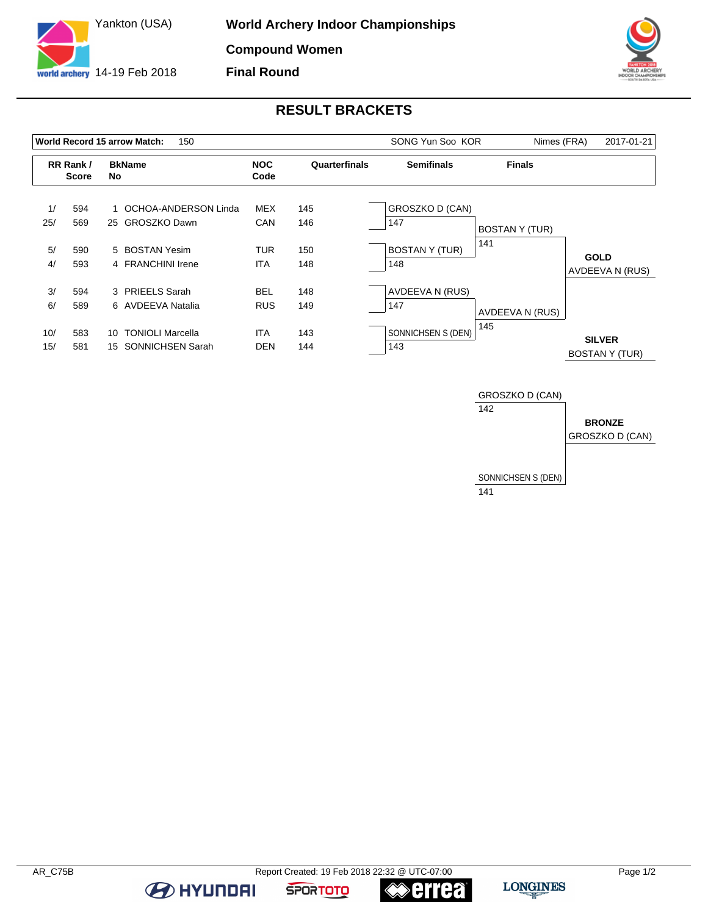Yankton (USA)

14-19 Feb 2018

**World Archery Indoor Championships**

**Compound Women**

**Final Round**

## RESULT BRACKETS

| World Record 15 arrow Match: | 150 | SONG Yun Soo KOR | Nimes (FRA) | 2017-01-21 |
|---|---|---|---|---|

| RR Rank / Score | | BkName No | | NOC Code | Quarterfinals |
|---|---|---|---|---|---|
| 1/ | 594 | 1 | OCHOA-ANDERSON Linda | MEX | 145 |
| 25/ | 569 | 25 | GROSZKO Dawn | CAN | 146 |
| 5/ | 590 | 5 | BOSTAN Yesim | TUR | 150 |
| 4/ | 593 | 4 | FRANCHINI Irene | ITA | 148 |
| 3/ | 594 | 3 | PRIEELS Sarah | BEL | 148 |
| 6/ | 589 | 6 | AVDEEVA Natalia | RUS | 149 |
| 10/ | 583 | 10 | TONIOLI Marcella | ITA | 143 |
| 15/ | 581 | 15 | SONNICHSEN Sarah | DEN | 144 |

**Semifinals**

| Athlete | Score |
|---|---|
| GROSZKO D (CAN) | 147 |
| BOSTAN Y (TUR) | 148 |
| AVDEEVA N (RUS) | 147 |
| SONNICHSEN S (DEN) | 143 |

**Finals**

| Athlete | Score |
|---|---|
| BOSTAN Y (TUR) | 141 |
| AVDEEVA N (RUS) | 145 |

**GOLD**
AVDEEVA N (RUS)

**SILVER**
BOSTAN Y (TUR)

**Bronze Match**

| Athlete | Score |
|---|---|
| GROSZKO D (CAN) | 142 |
| SONNICHSEN S (DEN) | 141 |

**BRONZE**
GROSZKO D (CAN)

AR_C75B Report Created: 19 Feb 2018 22:32 @ UTC-07:00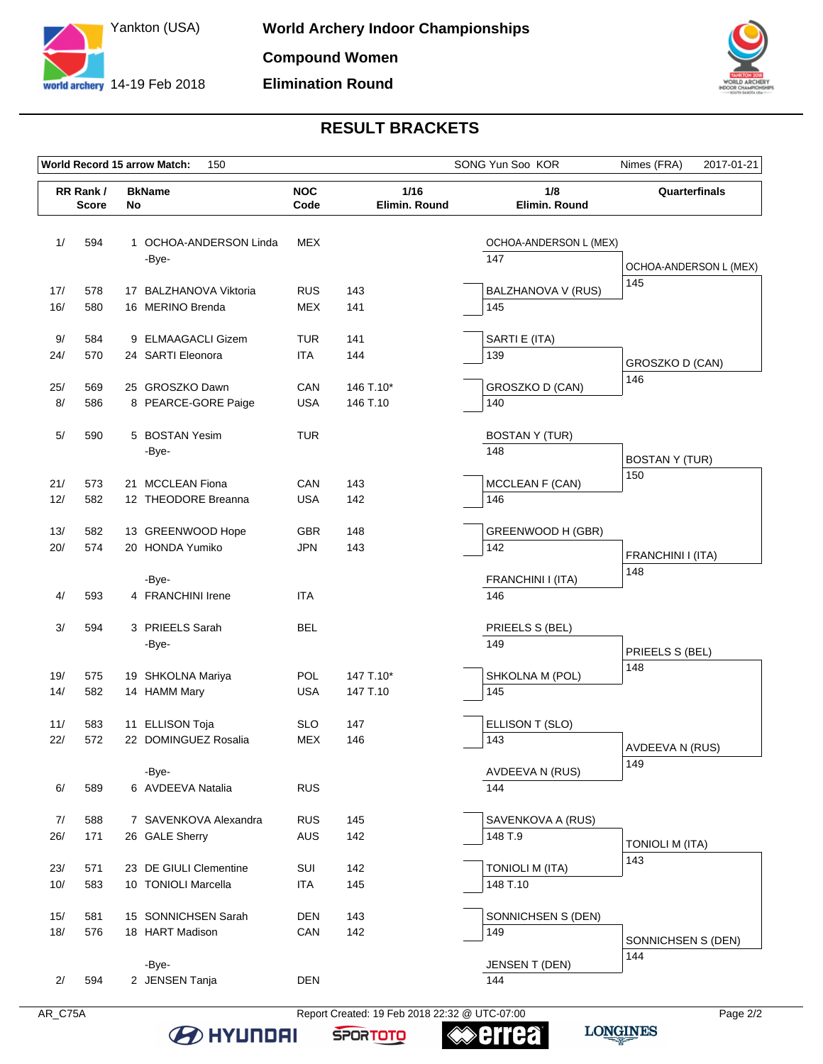# World Archery Indoor Championships

Yankton (USA) 14-19 Feb 2018

**Compound Women**

**Elimination Round**

## RESULT BRACKETS

| World Record 15 arrow Match: | 150 | SONG Yun Soo KOR | Nimes (FRA) | 2017-01-21 |
|---|---|---|---|---|

| RR Rank / | Score | BkNo | Name | NOC Code | 1/16 Elimin. Round | 1/8 Elimin. Round | Quarterfinals |
|---|---|---|---|---|---|---|---|
| 1/ | 594 | 1 | OCHOA-ANDERSON Linda | MEX | | OCHOA-ANDERSON L (MEX) 147 | OCHOA-ANDERSON L (MEX) 145 |
| | | | -Bye- | | | | |
| 17/ | 578 | 17 | BALZHANOVA Viktoria | RUS | 143 | BALZHANOVA V (RUS) 145 | |
| 16/ | 580 | 16 | MERINO Brenda | MEX | 141 | | |
| 9/ | 584 | 9 | ELMAAGACLI Gizem | TUR | 141 | SARTI E (ITA) 139 | GROSZKO D (CAN) 146 |
| 24/ | 570 | 24 | SARTI Eleonora | ITA | 144 | | |
| 25/ | 569 | 25 | GROSZKO Dawn | CAN | 146 T.10* | GROSZKO D (CAN) 140 | |
| 8/ | 586 | 8 | PEARCE-GORE Paige | USA | 146 T.10 | | |
| 5/ | 590 | 5 | BOSTAN Yesim | TUR | | BOSTAN Y (TUR) 148 | BOSTAN Y (TUR) 150 |
| | | | -Bye- | | | | |
| 21/ | 573 | 21 | MCCLEAN Fiona | CAN | 143 | MCCLEAN F (CAN) 146 | |
| 12/ | 582 | 12 | THEODORE Breanna | USA | 142 | | |
| 13/ | 582 | 13 | GREENWOOD Hope | GBR | 148 | GREENWOOD H (GBR) 142 | FRANCHINI I (ITA) 148 |
| 20/ | 574 | 20 | HONDA Yumiko | JPN | 143 | | |
| | | | -Bye- | | | FRANCHINI I (ITA) 146 | |
| 4/ | 593 | 4 | FRANCHINI Irene | ITA | | | |
| 3/ | 594 | 3 | PRIEELS Sarah | BEL | | PRIEELS S (BEL) 149 | PRIEELS S (BEL) 148 |
| | | | -Bye- | | | | |
| 19/ | 575 | 19 | SHKOLNA Mariya | POL | 147 T.10* | SHKOLNA M (POL) 145 | |
| 14/ | 582 | 14 | HAMM Mary | USA | 147 T.10 | | |
| 11/ | 583 | 11 | ELLISON Toja | SLO | 147 | ELLISON T (SLO) 143 | AVDEEVA N (RUS) 149 |
| 22/ | 572 | 22 | DOMINGUEZ Rosalia | MEX | 146 | | |
| | | | -Bye- | | | AVDEEVA N (RUS) 144 | |
| 6/ | 589 | 6 | AVDEEVA Natalia | RUS | | | |
| 7/ | 588 | 7 | SAVENKOVA Alexandra | RUS | 145 | SAVENKOVA A (RUS) 148 T.9 | TONIOLI M (ITA) 143 |
| 26/ | 171 | 26 | GALE Sherry | AUS | 142 | | |
| 23/ | 571 | 23 | DE GIULI Clementine | SUI | 142 | TONIOLI M (ITA) 148 T.10 | |
| 10/ | 583 | 10 | TONIOLI Marcella | ITA | 145 | | |
| 15/ | 581 | 15 | SONNICHSEN Sarah | DEN | 143 | SONNICHSEN S (DEN) 149 | SONNICHSEN S (DEN) 144 |
| 18/ | 576 | 18 | HART Madison | CAN | 142 | | |
| | | | -Bye- | | | JENSEN T (DEN) 144 | |
| 2/ | 594 | 2 | JENSEN Tanja | DEN | | | |

AR_C75A Report Created: 19 Feb 2018 22:32 @ UTC-07:00